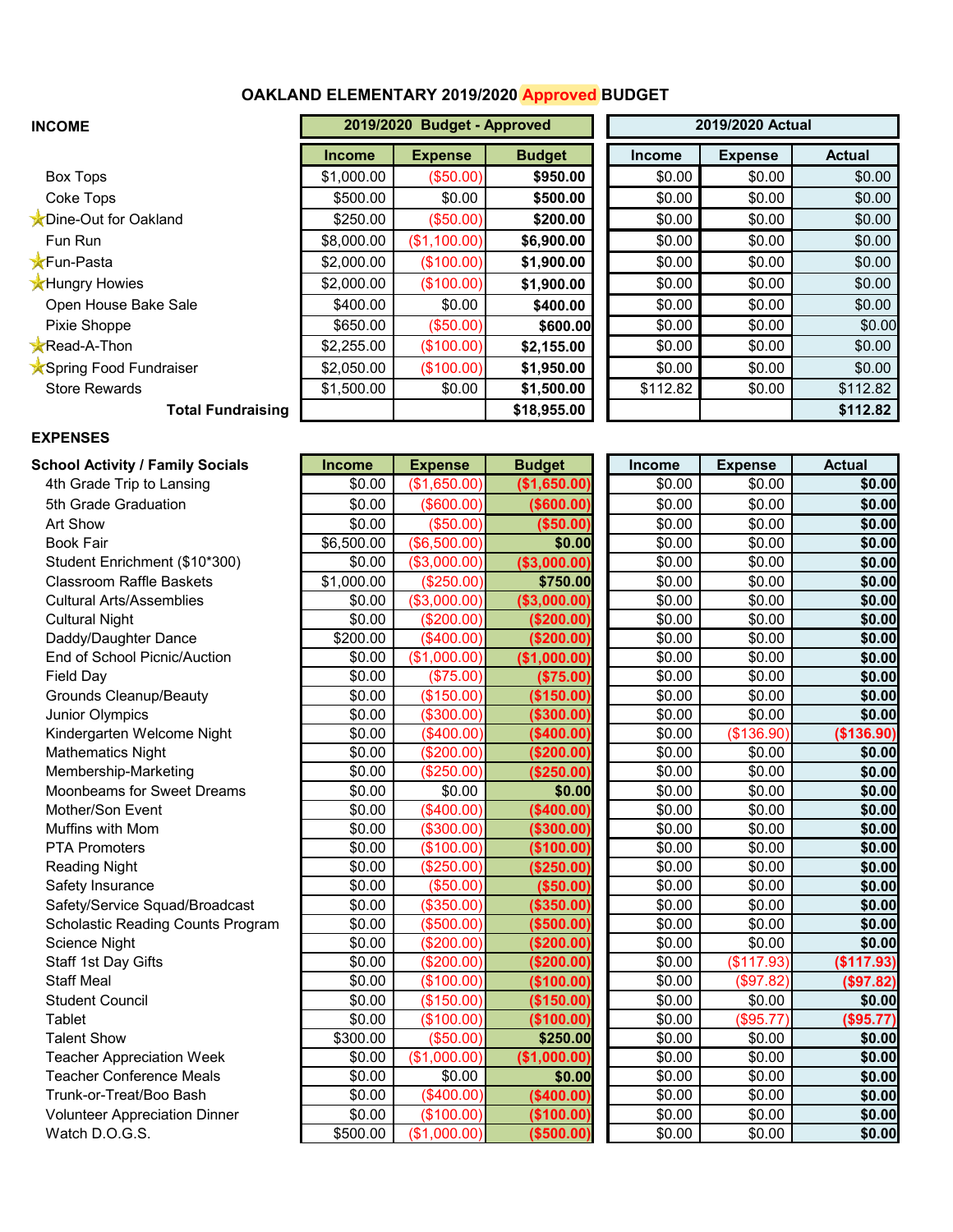# OAKLAND ELEMENTARY 2019/2020 Approved BUDGET

## INCOME

| | 2019/2020 Budget - Approved | | | 2019/2020 Actual | | |
|---|---|---|---|---|---|---|
| | Income | Expense | Budget | Income | Expense | Actual |
| Box Tops | $1,000.00 | ($50.00) | $950.00 | $0.00 | $0.00 | $0.00 |
| Coke Tops | $500.00 | $0.00 | $500.00 | $0.00 | $0.00 | $0.00 |
| ★Dine-Out for Oakland | $250.00 | ($50.00) | $200.00 | $0.00 | $0.00 | $0.00 |
| Fun Run | $8,000.00 | ($1,100.00) | $6,900.00 | $0.00 | $0.00 | $0.00 |
| ★Fun-Pasta | $2,000.00 | ($100.00) | $1,900.00 | $0.00 | $0.00 | $0.00 |
| ★Hungry Howies | $2,000.00 | ($100.00) | $1,900.00 | $0.00 | $0.00 | $0.00 |
| Open House Bake Sale | $400.00 | $0.00 | $400.00 | $0.00 | $0.00 | $0.00 |
| Pixie Shoppe | $650.00 | ($50.00) | $600.00 | $0.00 | $0.00 | $0.00 |
| ★Read-A-Thon | $2,255.00 | ($100.00) | $2,155.00 | $0.00 | $0.00 | $0.00 |
| ★Spring Food Fundraiser | $2,050.00 | ($100.00) | $1,950.00 | $0.00 | $0.00 | $0.00 |
| Store Rewards | $1,500.00 | $0.00 | $1,500.00 | $112.82 | $0.00 | $112.82 |
| **Total Fundraising** | | | **$18,955.00** | | | **$112.82** |

## EXPENSES

| School Activity / Family Socials | Income | Expense | Budget | Income | Expense | Actual |
|---|---|---|---|---|---|---|
| 4th Grade Trip to Lansing | $0.00 | ($1,650.00) | ($1,650.00) | $0.00 | $0.00 | $0.00 |
| 5th Grade Graduation | $0.00 | ($600.00) | ($600.00) | $0.00 | $0.00 | $0.00 |
| Art Show | $0.00 | ($50.00) | ($50.00) | $0.00 | $0.00 | $0.00 |
| Book Fair | $6,500.00 | ($6,500.00) | $0.00 | $0.00 | $0.00 | $0.00 |
| Student Enrichment ($10*300) | $0.00 | ($3,000.00) | ($3,000.00) | $0.00 | $0.00 | $0.00 |
| Classroom Raffle Baskets | $1,000.00 | ($250.00) | $750.00 | $0.00 | $0.00 | $0.00 |
| Cultural Arts/Assemblies | $0.00 | ($3,000.00) | ($3,000.00) | $0.00 | $0.00 | $0.00 |
| Cultural Night | $0.00 | ($200.00) | ($200.00) | $0.00 | $0.00 | $0.00 |
| Daddy/Daughter Dance | $200.00 | ($400.00) | ($200.00) | $0.00 | $0.00 | $0.00 |
| End of School Picnic/Auction | $0.00 | ($1,000.00) | ($1,000.00) | $0.00 | $0.00 | $0.00 |
| Field Day | $0.00 | ($75.00) | ($75.00) | $0.00 | $0.00 | $0.00 |
| Grounds Cleanup/Beauty | $0.00 | ($150.00) | ($150.00) | $0.00 | $0.00 | $0.00 |
| Junior Olympics | $0.00 | ($300.00) | ($300.00) | $0.00 | $0.00 | $0.00 |
| Kindergarten Welcome Night | $0.00 | ($400.00) | ($400.00) | $0.00 | ($136.90) | ($136.90) |
| Mathematics Night | $0.00 | ($200.00) | ($200.00) | $0.00 | $0.00 | $0.00 |
| Membership-Marketing | $0.00 | ($250.00) | ($250.00) | $0.00 | $0.00 | $0.00 |
| Moonbeams for Sweet Dreams | $0.00 | $0.00 | $0.00 | $0.00 | $0.00 | $0.00 |
| Mother/Son Event | $0.00 | ($400.00) | ($400.00) | $0.00 | $0.00 | $0.00 |
| Muffins with Mom | $0.00 | ($300.00) | ($300.00) | $0.00 | $0.00 | $0.00 |
| PTA Promoters | $0.00 | ($100.00) | ($100.00) | $0.00 | $0.00 | $0.00 |
| Reading Night | $0.00 | ($250.00) | ($250.00) | $0.00 | $0.00 | $0.00 |
| Safety Insurance | $0.00 | ($50.00) | ($50.00) | $0.00 | $0.00 | $0.00 |
| Safety/Service Squad/Broadcast | $0.00 | ($350.00) | ($350.00) | $0.00 | $0.00 | $0.00 |
| Scholastic Reading Counts Program | $0.00 | ($500.00) | ($500.00) | $0.00 | $0.00 | $0.00 |
| Science Night | $0.00 | ($200.00) | ($200.00) | $0.00 | $0.00 | $0.00 |
| Staff 1st Day Gifts | $0.00 | ($200.00) | ($200.00) | $0.00 | ($117.93) | ($117.93) |
| Staff Meal | $0.00 | ($100.00) | ($100.00) | $0.00 | ($97.82) | ($97.82) |
| Student Council | $0.00 | ($150.00) | ($150.00) | $0.00 | $0.00 | $0.00 |
| Tablet | $0.00 | ($100.00) | ($100.00) | $0.00 | ($95.77) | ($95.77) |
| Talent Show | $300.00 | ($50.00) | $250.00 | $0.00 | $0.00 | $0.00 |
| Teacher Appreciation Week | $0.00 | ($1,000.00) | ($1,000.00) | $0.00 | $0.00 | $0.00 |
| Teacher Conference Meals | $0.00 | $0.00 | $0.00 | $0.00 | $0.00 | $0.00 |
| Trunk-or-Treat/Boo Bash | $0.00 | ($400.00) | ($400.00) | $0.00 | $0.00 | $0.00 |
| Volunteer Appreciation Dinner | $0.00 | ($100.00) | ($100.00) | $0.00 | $0.00 | $0.00 |
| Watch D.O.G.S. | $500.00 | ($1,000.00) | ($500.00) | $0.00 | $0.00 | $0.00 |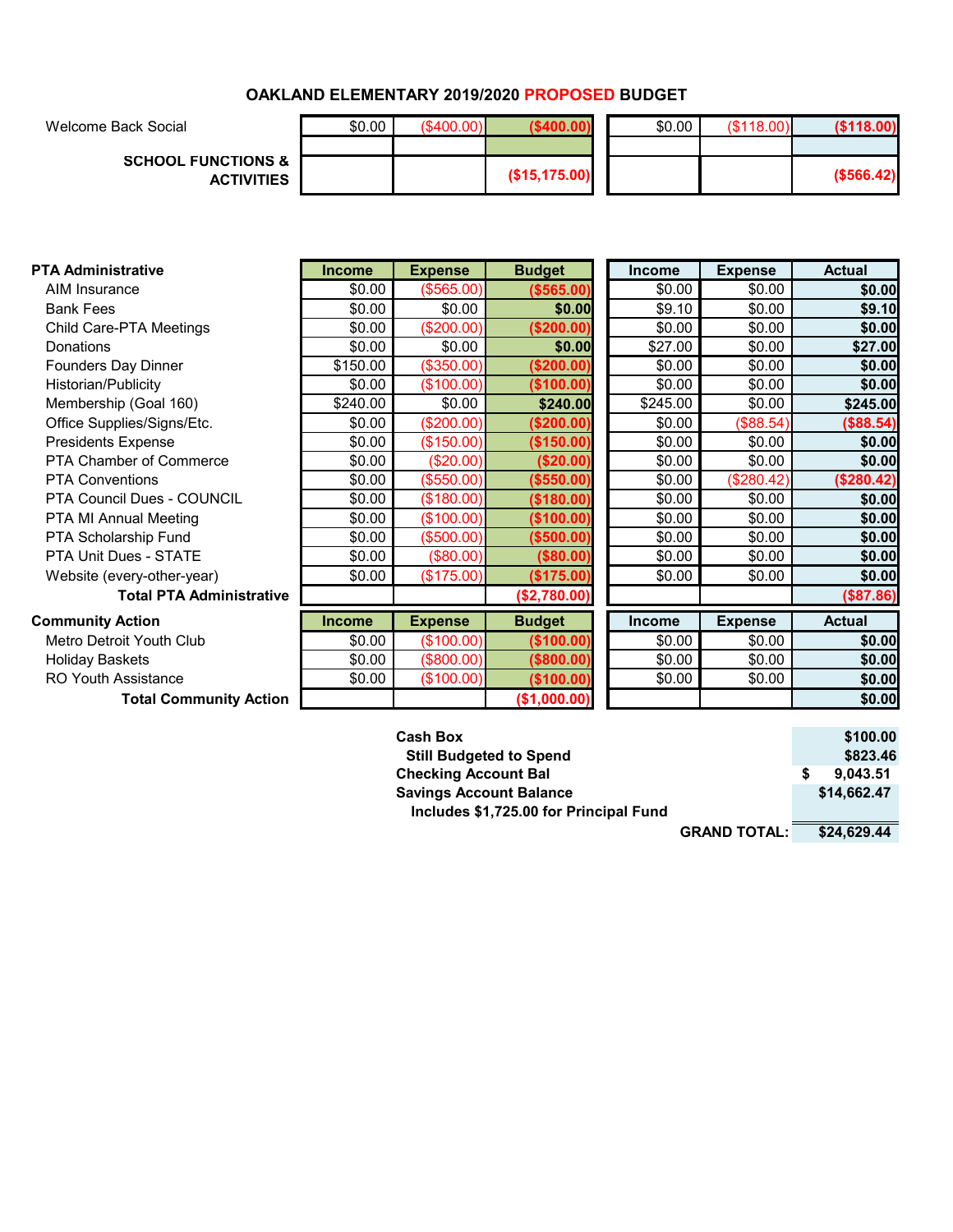# OAKLAND ELEMENTARY 2019/2020 PROPOSED BUDGET

| | Income | Expense | Budget | Income | Expense | Actual |
|---|---|---|---|---|---|---|
| Welcome Back Social | $0.00 | ($400.00) | **($400.00)** | $0.00 | ($118.00) | **($118.00)** |
| | | | | | | |
| **SCHOOL FUNCTIONS & ACTIVITIES** | | | **($15,175.00)** | | | **($566.42)** |

| **PTA Administrative** | **Income** | **Expense** | **Budget** | **Income** | **Expense** | **Actual** |
|---|---|---|---|---|---|---|
| AIM Insurance | $0.00 | ($565.00) | **($565.00)** | $0.00 | $0.00 | **$0.00** |
| Bank Fees | $0.00 | $0.00 | **$0.00** | $9.10 | $0.00 | **$9.10** |
| Child Care-PTA Meetings | $0.00 | ($200.00) | **($200.00)** | $0.00 | $0.00 | **$0.00** |
| Donations | $0.00 | $0.00 | **$0.00** | $27.00 | $0.00 | **$27.00** |
| Founders Day Dinner | $150.00 | ($350.00) | **($200.00)** | $0.00 | $0.00 | **$0.00** |
| Historian/Publicity | $0.00 | ($100.00) | **($100.00)** | $0.00 | $0.00 | **$0.00** |
| Membership (Goal 160) | $240.00 | $0.00 | **$240.00** | $245.00 | $0.00 | **$245.00** |
| Office Supplies/Signs/Etc. | $0.00 | ($200.00) | **($200.00)** | $0.00 | ($88.54) | **($88.54)** |
| Presidents Expense | $0.00 | ($150.00) | **($150.00)** | $0.00 | $0.00 | **$0.00** |
| PTA Chamber of Commerce | $0.00 | ($20.00) | **($20.00)** | $0.00 | $0.00 | **$0.00** |
| PTA Conventions | $0.00 | ($550.00) | **($550.00)** | $0.00 | ($280.42) | **($280.42)** |
| PTA Council Dues - COUNCIL | $0.00 | ($180.00) | **($180.00)** | $0.00 | $0.00 | **$0.00** |
| PTA MI Annual Meeting | $0.00 | ($100.00) | **($100.00)** | $0.00 | $0.00 | **$0.00** |
| PTA Scholarship Fund | $0.00 | ($500.00) | **($500.00)** | $0.00 | $0.00 | **$0.00** |
| PTA Unit Dues - STATE | $0.00 | ($80.00) | **($80.00)** | $0.00 | $0.00 | **$0.00** |
| Website (every-other-year) | $0.00 | ($175.00) | **($175.00)** | $0.00 | $0.00 | **$0.00** |
| **Total PTA Administrative** | | | **($2,780.00)** | | | **($87.86)** |

| **Community Action** | **Income** | **Expense** | **Budget** | **Income** | **Expense** | **Actual** |
|---|---|---|---|---|---|---|
| Metro Detroit Youth Club | $0.00 | ($100.00) | **($100.00)** | $0.00 | $0.00 | **$0.00** |
| Holiday Baskets | $0.00 | ($800.00) | **($800.00)** | $0.00 | $0.00 | **$0.00** |
| RO Youth Assistance | $0.00 | ($100.00) | **($100.00)** | $0.00 | $0.00 | **$0.00** |
| **Total Community Action** | | | **($1,000.00)** | | | **$0.00** |

| | |
|---|---|
| **Cash Box** | **$100.00** |
| **Still Budgeted to Spend** | **$823.46** |
| **Checking Account Bal** | **$ 9,043.51** |
| **Savings Account Balance** | **$14,662.47** |
| **Includes $1,725.00 for Principal Fund** | |
| **GRAND TOTAL:** | **$24,629.44** |